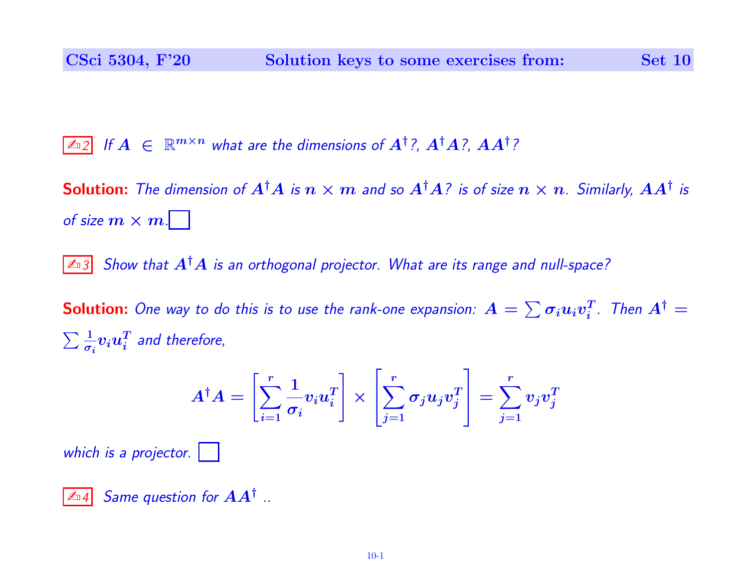✍ 2 *If $A \in \mathbb{R}^{m\times n}$ what are the dimensions of $A^\dagger$?, $A^\dagger A$?, $AA^\dagger$?*

**Solution:** *The dimension of $A^\dagger A$ is $n \times m$ and so $A^\dagger A$? is of size $n \times n$. Similarly, $AA^\dagger$ is of size $m \times m$.* ☐

✍ 3 *Show that $A^\dagger A$ is an orthogonal projector. What are its range and null-space?*

**Solution:** *One way to do this is to use the rank-one expansion: $A = \sum \sigma_i u_i v_i^T$. Then $A^\dagger = \sum \frac{1}{\sigma_i} v_i u_i^T$ and therefore,*

$$A^\dagger A = \left[\sum_{i=1}^{r} \frac{1}{\sigma_i} v_i u_i^T\right] \times \left[\sum_{j=1}^{r} \sigma_j u_j v_j^T\right] = \sum_{j=1}^{r} v_j v_j^T$$

*which is a projector.* ☐

✍ 4 *Same question for $AA^\dagger$ ..*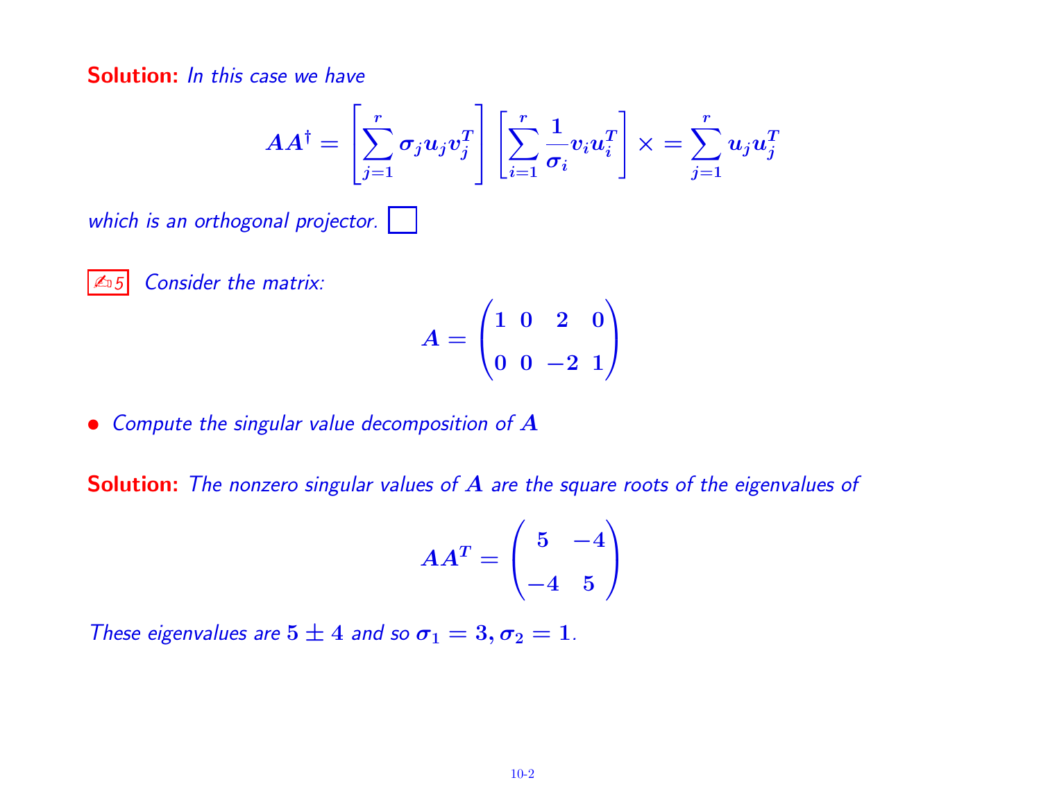**Solution:** *In this case we have*

$$AA^{\dagger} = \left[\sum_{j=1}^{r} \sigma_j u_j v_j^T\right] \left[\sum_{i=1}^{r} \frac{1}{\sigma_i} v_i u_i^T\right] \times = \sum_{j=1}^{r} u_j u_j^T$$

*which is an orthogonal projector.* ☐

✍5 *Consider the matrix:*

$$A = \begin{pmatrix} 1 & 0 & 2 & 0 \\ 0 & 0 & -2 & 1 \end{pmatrix}$$

- *Compute the singular value decomposition of* $A$

**Solution:** *The nonzero singular values of* $A$ *are the square roots of the eigenvalues of*

$$AA^T = \begin{pmatrix} 5 & -4 \\ -4 & 5 \end{pmatrix}$$

*These eigenvalues are* $5 \pm 4$ *and so* $\sigma_1 = 3, \sigma_2 = 1$.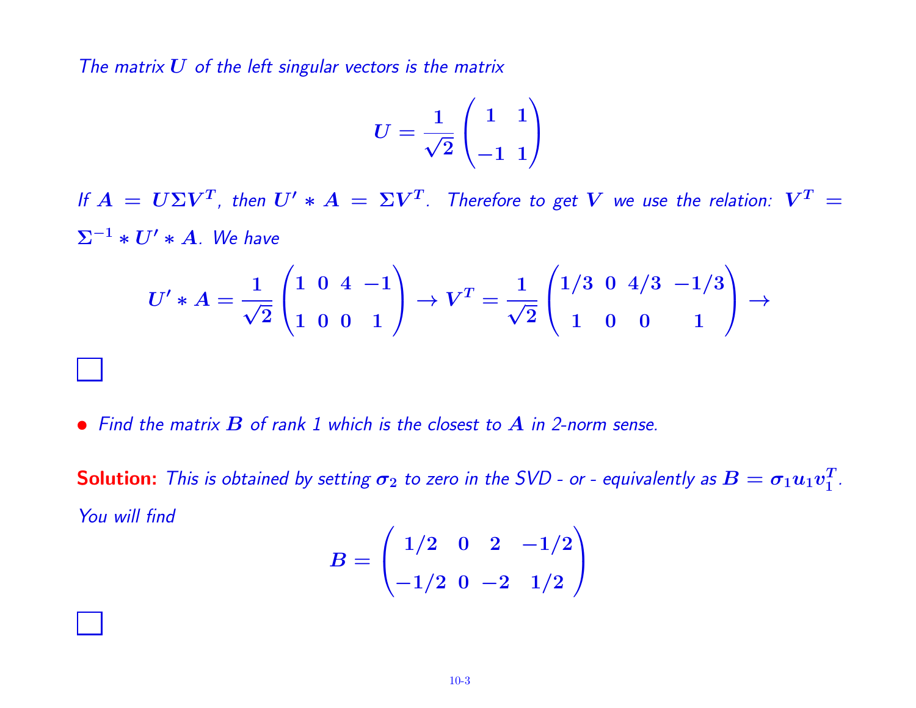*The matrix $U$ of the left singular vectors is the matrix*

$$U = \frac{1}{\sqrt{2}} \begin{pmatrix} 1 & 1 \\ -1 & 1 \end{pmatrix}$$

*If $A = U\Sigma V^T$, then $U' * A = \Sigma V^T$. Therefore to get $V$ we use the relation: $V^T = \Sigma^{-1} * U' * A$. We have*

$$U' * A = \frac{1}{\sqrt{2}} \begin{pmatrix} 1 & 0 & 4 & -1 \\ 1 & 0 & 0 & 1 \end{pmatrix} \rightarrow V^T = \frac{1}{\sqrt{2}} \begin{pmatrix} 1/3 & 0 & 4/3 & -1/3 \\ 1 & 0 & 0 & 1 \end{pmatrix} \rightarrow$$

☐

- *Find the matrix $B$ of rank 1 which is the closest to $A$ in 2-norm sense.*

**Solution:** *This is obtained by setting $\sigma_2$ to zero in the SVD - or - equivalently as $B = \sigma_1 u_1 v_1^T$. You will find*

$$B = \begin{pmatrix} 1/2 & 0 & 2 & -1/2 \\ -1/2 & 0 & -2 & 1/2 \end{pmatrix}$$

☐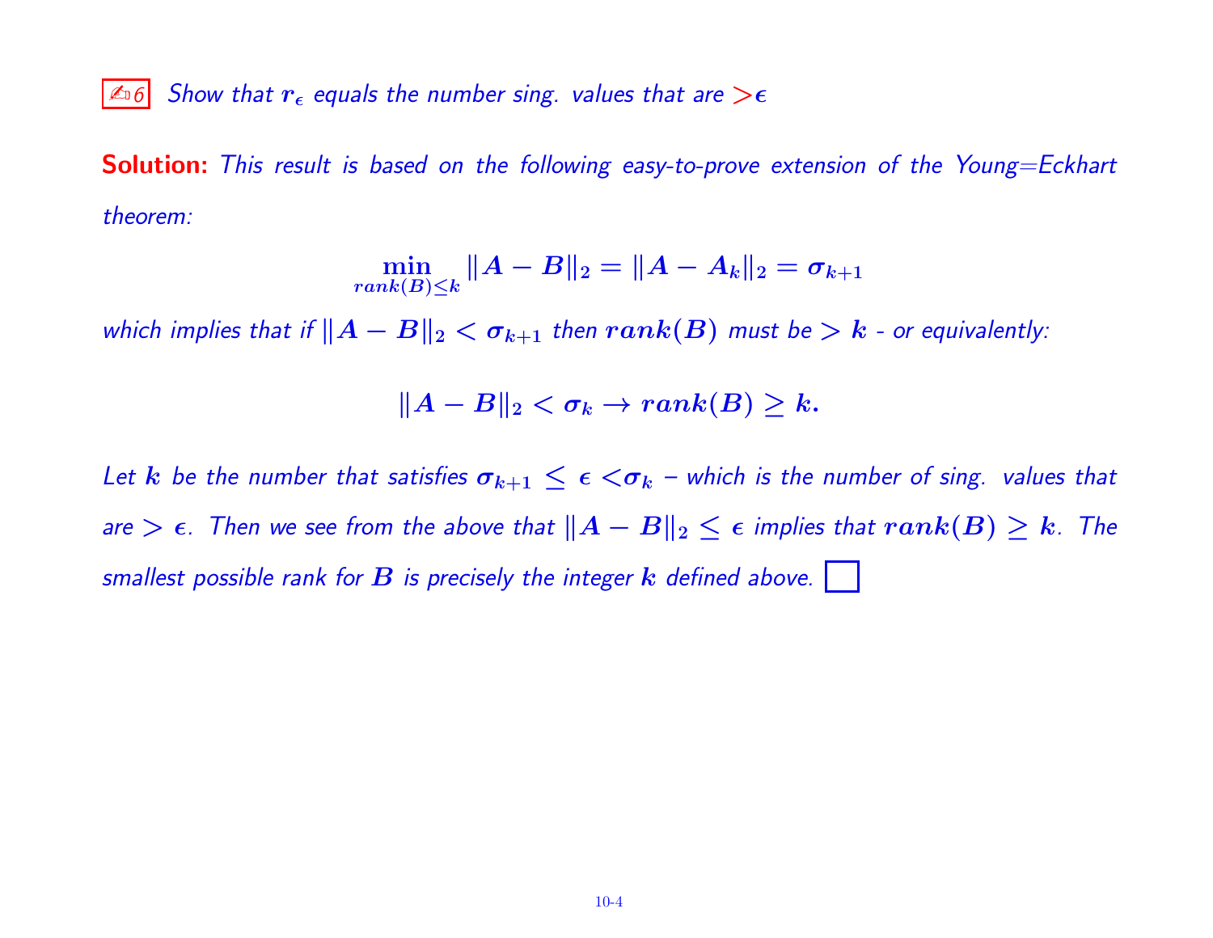✍6 *Show that $r_\epsilon$ equals the number sing. values that are $>\epsilon$*

**Solution:** *This result is based on the following easy-to-prove extension of the Young=Eckhart theorem:*

$$\min_{rank(B)\le k} \|A - B\|_2 = \|A - A_k\|_2 = \sigma_{k+1}$$

*which implies that if $\|A - B\|_2 < \sigma_{k+1}$ then $rank(B)$ must be $> k$ - or equivalently:*

$$\|A - B\|_2 < \sigma_k \rightarrow rank(B) \ge k.$$

*Let $k$ be the number that satisfies $\sigma_{k+1} \le \epsilon < \sigma_k$ – which is the number of sing. values that are $> \epsilon$. Then we see from the above that $\|A - B\|_2 \le \epsilon$ implies that $rank(B) \ge k$. The smallest possible rank for $B$ is precisely the integer $k$ defined above.* ☐